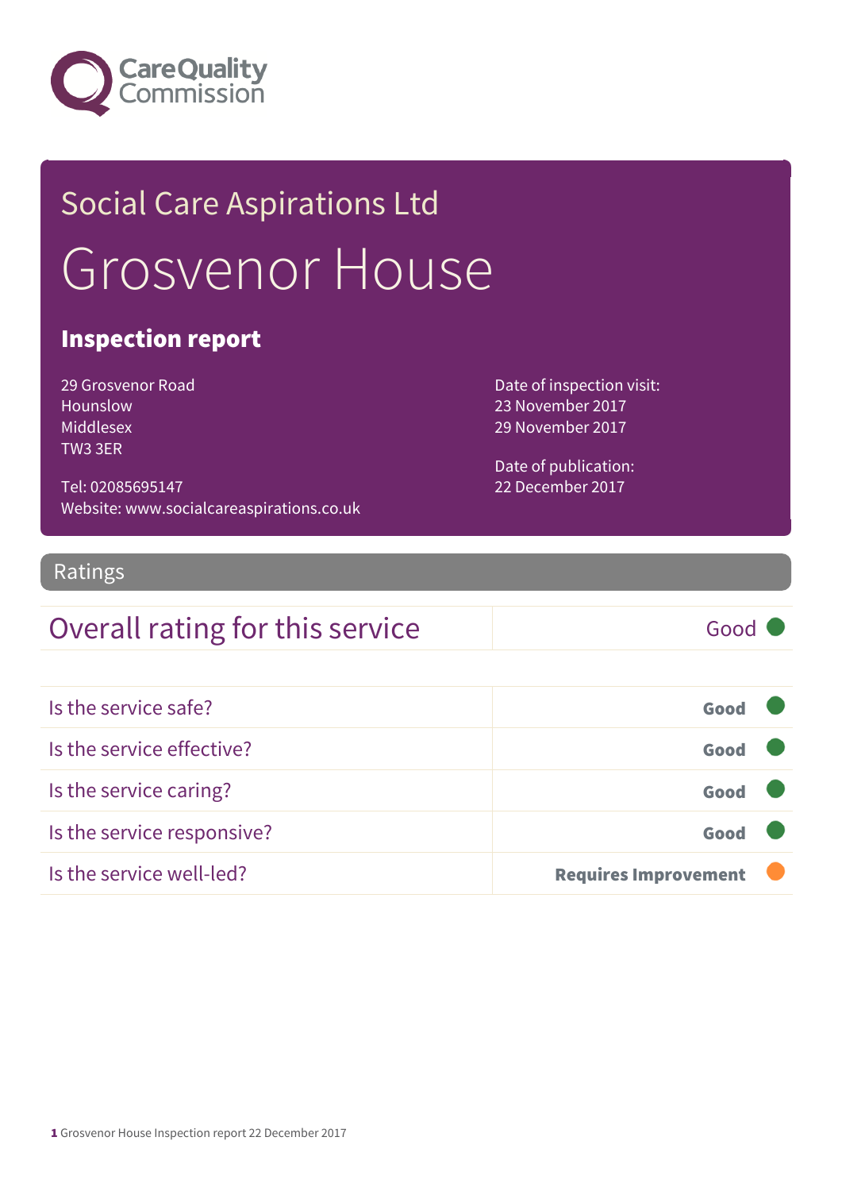Care Quality Commission

# Social Care Aspirations Ltd

# Grosvenor House

## Inspection report

29 Grosvenor Road
Hounslow
Middlesex
TW3 3ER

Tel: 02085695147
Website: www.socialcareaspirations.co.uk

Date of inspection visit:
23 November 2017
29 November 2017

Date of publication:
22 December 2017

## Ratings

| Overall rating for this service | Good |
|---|---|

| | |
|---|---|
| Is the service safe? | **Good** |
| Is the service effective? | **Good** |
| Is the service caring? | **Good** |
| Is the service responsive? | **Good** |
| Is the service well-led? | **Requires Improvement** |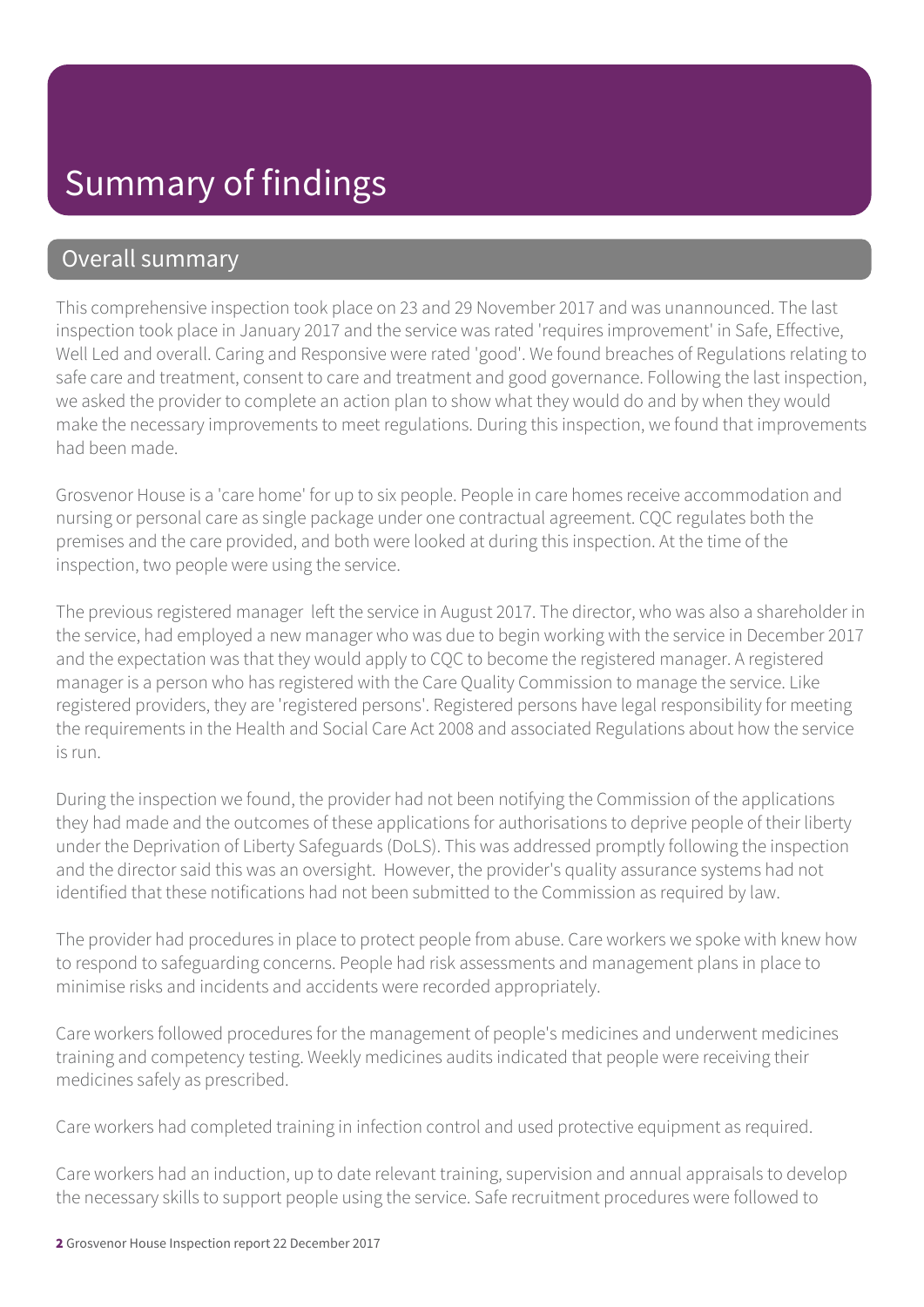# Summary of findings

## Overall summary

This comprehensive inspection took place on 23 and 29 November 2017 and was unannounced. The last inspection took place in January 2017 and the service was rated 'requires improvement' in Safe, Effective, Well Led and overall. Caring and Responsive were rated 'good'. We found breaches of Regulations relating to safe care and treatment, consent to care and treatment and good governance. Following the last inspection, we asked the provider to complete an action plan to show what they would do and by when they would make the necessary improvements to meet regulations. During this inspection, we found that improvements had been made.

Grosvenor House is a 'care home' for up to six people. People in care homes receive accommodation and nursing or personal care as single package under one contractual agreement. CQC regulates both the premises and the care provided, and both were looked at during this inspection. At the time of the inspection, two people were using the service.

The previous registered manager left the service in August 2017. The director, who was also a shareholder in the service, had employed a new manager who was due to begin working with the service in December 2017 and the expectation was that they would apply to CQC to become the registered manager. A registered manager is a person who has registered with the Care Quality Commission to manage the service. Like registered providers, they are 'registered persons'. Registered persons have legal responsibility for meeting the requirements in the Health and Social Care Act 2008 and associated Regulations about how the service is run.

During the inspection we found, the provider had not been notifying the Commission of the applications they had made and the outcomes of these applications for authorisations to deprive people of their liberty under the Deprivation of Liberty Safeguards (DoLS). This was addressed promptly following the inspection and the director said this was an oversight. However, the provider's quality assurance systems had not identified that these notifications had not been submitted to the Commission as required by law.

The provider had procedures in place to protect people from abuse. Care workers we spoke with knew how to respond to safeguarding concerns. People had risk assessments and management plans in place to minimise risks and incidents and accidents were recorded appropriately.

Care workers followed procedures for the management of people's medicines and underwent medicines training and competency testing. Weekly medicines audits indicated that people were receiving their medicines safely as prescribed.

Care workers had completed training in infection control and used protective equipment as required.

Care workers had an induction, up to date relevant training, supervision and annual appraisals to develop the necessary skills to support people using the service. Safe recruitment procedures were followed to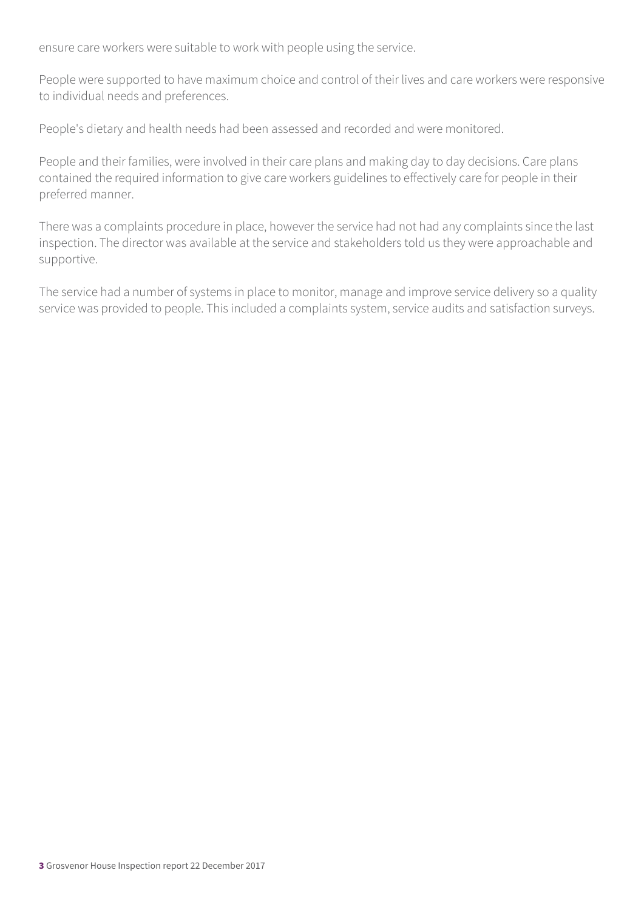ensure care workers were suitable to work with people using the service.

People were supported to have maximum choice and control of their lives and care workers were responsive to individual needs and preferences.

People's dietary and health needs had been assessed and recorded and were monitored.

People and their families, were involved in their care plans and making day to day decisions. Care plans contained the required information to give care workers guidelines to effectively care for people in their preferred manner.

There was a complaints procedure in place, however the service had not had any complaints since the last inspection. The director was available at the service and stakeholders told us they were approachable and supportive.

The service had a number of systems in place to monitor, manage and improve service delivery so a quality service was provided to people. This included a complaints system, service audits and satisfaction surveys.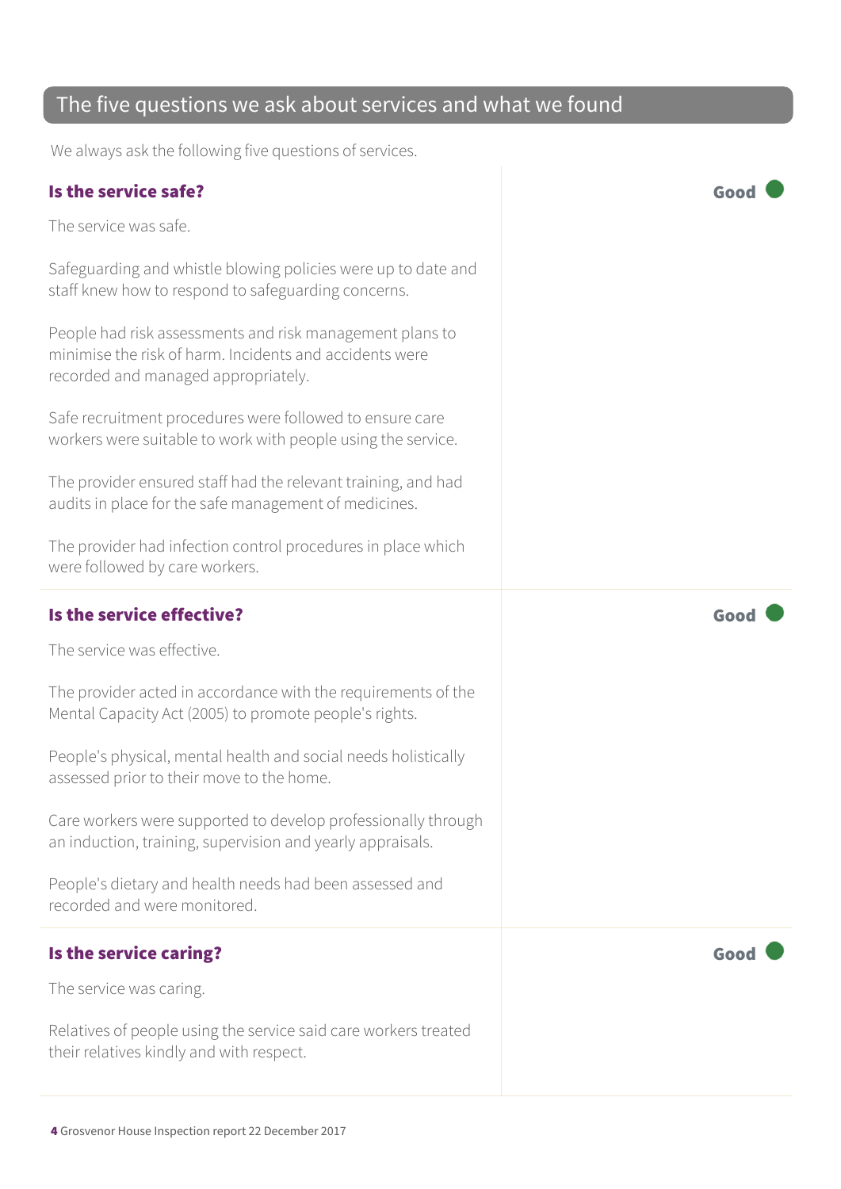## The five questions we ask about services and what we found

We always ask the following five questions of services.

### Is the service safe?

**Good**

The service was safe.

Safeguarding and whistle blowing policies were up to date and staff knew how to respond to safeguarding concerns.

People had risk assessments and risk management plans to minimise the risk of harm. Incidents and accidents were recorded and managed appropriately.

Safe recruitment procedures were followed to ensure care workers were suitable to work with people using the service.

The provider ensured staff had the relevant training, and had audits in place for the safe management of medicines.

The provider had infection control procedures in place which were followed by care workers.

### Is the service effective?

**Good**

The service was effective.

The provider acted in accordance with the requirements of the Mental Capacity Act (2005) to promote people's rights.

People's physical, mental health and social needs holistically assessed prior to their move to the home.

Care workers were supported to develop professionally through an induction, training, supervision and yearly appraisals.

People's dietary and health needs had been assessed and recorded and were monitored.

### Is the service caring?

**Good**

The service was caring.

Relatives of people using the service said care workers treated their relatives kindly and with respect.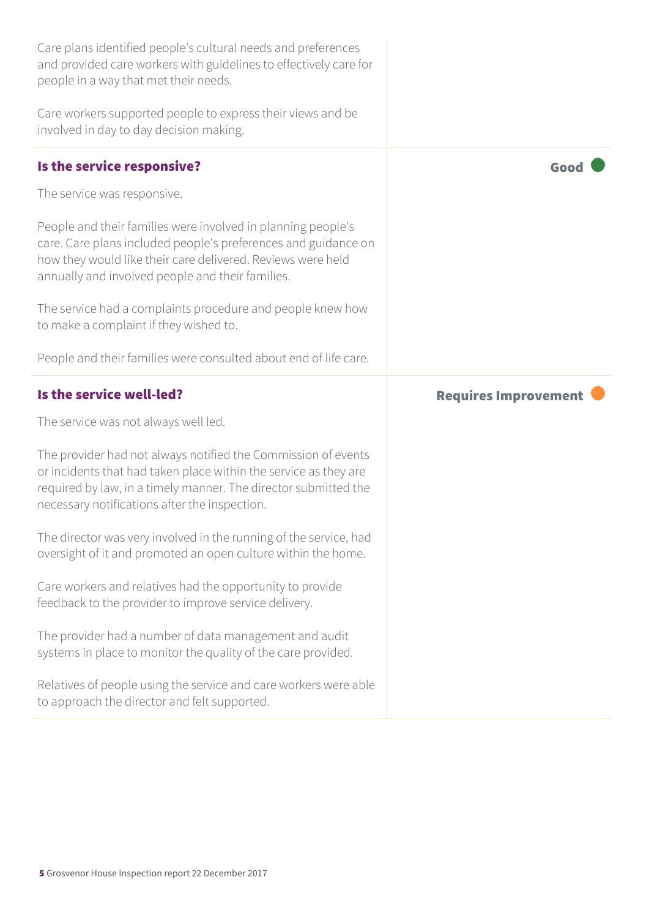Care plans identified people's cultural needs and preferences and provided care workers with guidelines to effectively care for people in a way that met their needs.

Care workers supported people to express their views and be involved in day to day decision making.

### Is the service responsive?

**Good**

The service was responsive.

People and their families were involved in planning people's care. Care plans included people's preferences and guidance on how they would like their care delivered. Reviews were held annually and involved people and their families.

The service had a complaints procedure and people knew how to make a complaint if they wished to.

People and their families were consulted about end of life care.

### Is the service well-led?

**Requires Improvement**

The service was not always well led.

The provider had not always notified the Commission of events or incidents that had taken place within the service as they are required by law, in a timely manner. The director submitted the necessary notifications after the inspection.

The director was very involved in the running of the service, had oversight of it and promoted an open culture within the home.

Care workers and relatives had the opportunity to provide feedback to the provider to improve service delivery.

The provider had a number of data management and audit systems in place to monitor the quality of the care provided.

Relatives of people using the service and care workers were able to approach the director and felt supported.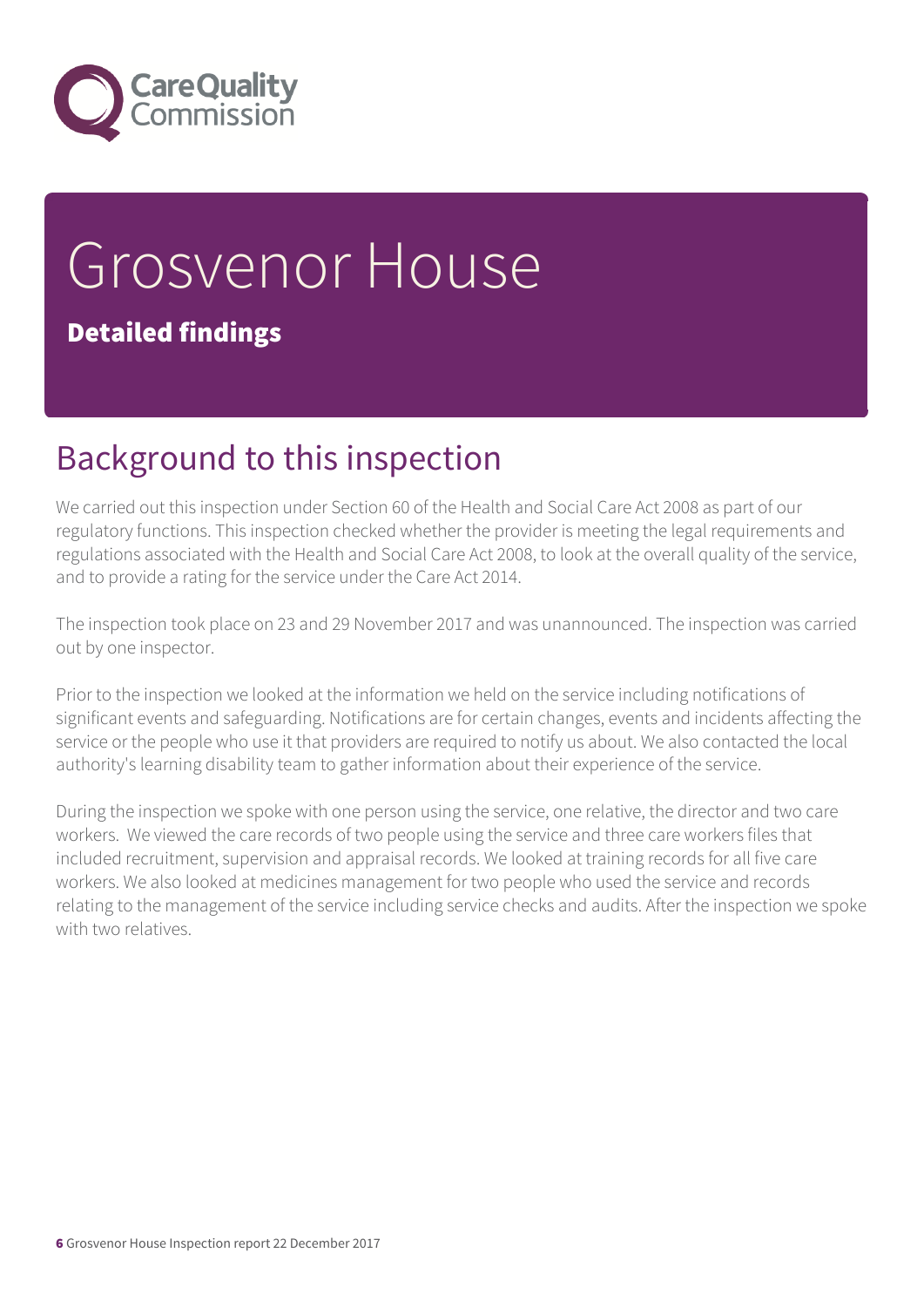# Grosvenor House

**Detailed findings**

## Background to this inspection

We carried out this inspection under Section 60 of the Health and Social Care Act 2008 as part of our regulatory functions. This inspection checked whether the provider is meeting the legal requirements and regulations associated with the Health and Social Care Act 2008, to look at the overall quality of the service, and to provide a rating for the service under the Care Act 2014.

The inspection took place on 23 and 29 November 2017 and was unannounced. The inspection was carried out by one inspector.

Prior to the inspection we looked at the information we held on the service including notifications of significant events and safeguarding. Notifications are for certain changes, events and incidents affecting the service or the people who use it that providers are required to notify us about. We also contacted the local authority's learning disability team to gather information about their experience of the service.

During the inspection we spoke with one person using the service, one relative, the director and two care workers. We viewed the care records of two people using the service and three care workers files that included recruitment, supervision and appraisal records. We looked at training records for all five care workers. We also looked at medicines management for two people who used the service and records relating to the management of the service including service checks and audits. After the inspection we spoke with two relatives.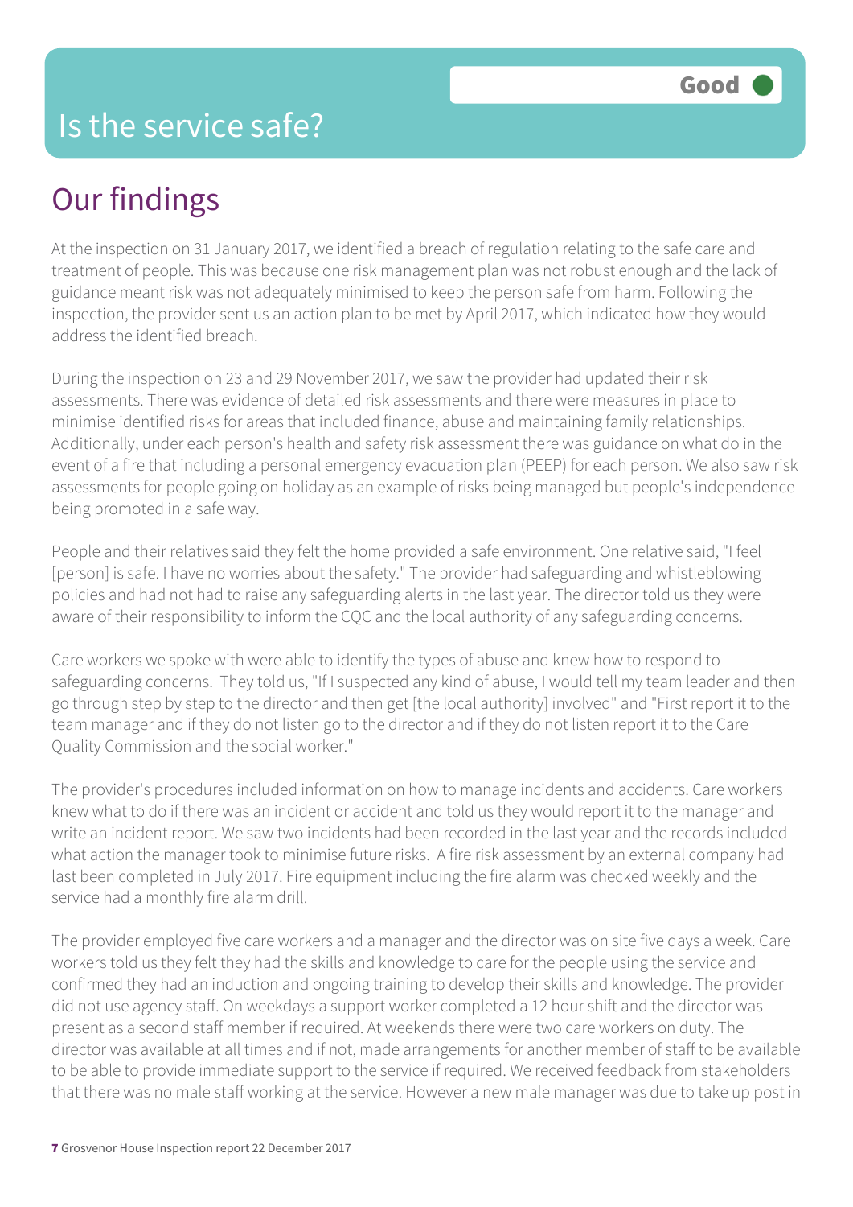# Is the service safe?

**Good**

## Our findings

At the inspection on 31 January 2017, we identified a breach of regulation relating to the safe care and treatment of people. This was because one risk management plan was not robust enough and the lack of guidance meant risk was not adequately minimised to keep the person safe from harm. Following the inspection, the provider sent us an action plan to be met by April 2017, which indicated how they would address the identified breach.

During the inspection on 23 and 29 November 2017, we saw the provider had updated their risk assessments. There was evidence of detailed risk assessments and there were measures in place to minimise identified risks for areas that included finance, abuse and maintaining family relationships. Additionally, under each person's health and safety risk assessment there was guidance on what do in the event of a fire that including a personal emergency evacuation plan (PEEP) for each person. We also saw risk assessments for people going on holiday as an example of risks being managed but people's independence being promoted in a safe way.

People and their relatives said they felt the home provided a safe environment. One relative said, "I feel [person] is safe. I have no worries about the safety." The provider had safeguarding and whistleblowing policies and had not had to raise any safeguarding alerts in the last year. The director told us they were aware of their responsibility to inform the CQC and the local authority of any safeguarding concerns.

Care workers we spoke with were able to identify the types of abuse and knew how to respond to safeguarding concerns. They told us, "If I suspected any kind of abuse, I would tell my team leader and then go through step by step to the director and then get [the local authority] involved" and "First report it to the team manager and if they do not listen go to the director and if they do not listen report it to the Care Quality Commission and the social worker."

The provider's procedures included information on how to manage incidents and accidents. Care workers knew what to do if there was an incident or accident and told us they would report it to the manager and write an incident report. We saw two incidents had been recorded in the last year and the records included what action the manager took to minimise future risks. A fire risk assessment by an external company had last been completed in July 2017. Fire equipment including the fire alarm was checked weekly and the service had a monthly fire alarm drill.

The provider employed five care workers and a manager and the director was on site five days a week. Care workers told us they felt they had the skills and knowledge to care for the people using the service and confirmed they had an induction and ongoing training to develop their skills and knowledge. The provider did not use agency staff. On weekdays a support worker completed a 12 hour shift and the director was present as a second staff member if required. At weekends there were two care workers on duty. The director was available at all times and if not, made arrangements for another member of staff to be available to be able to provide immediate support to the service if required. We received feedback from stakeholders that there was no male staff working at the service. However a new male manager was due to take up post in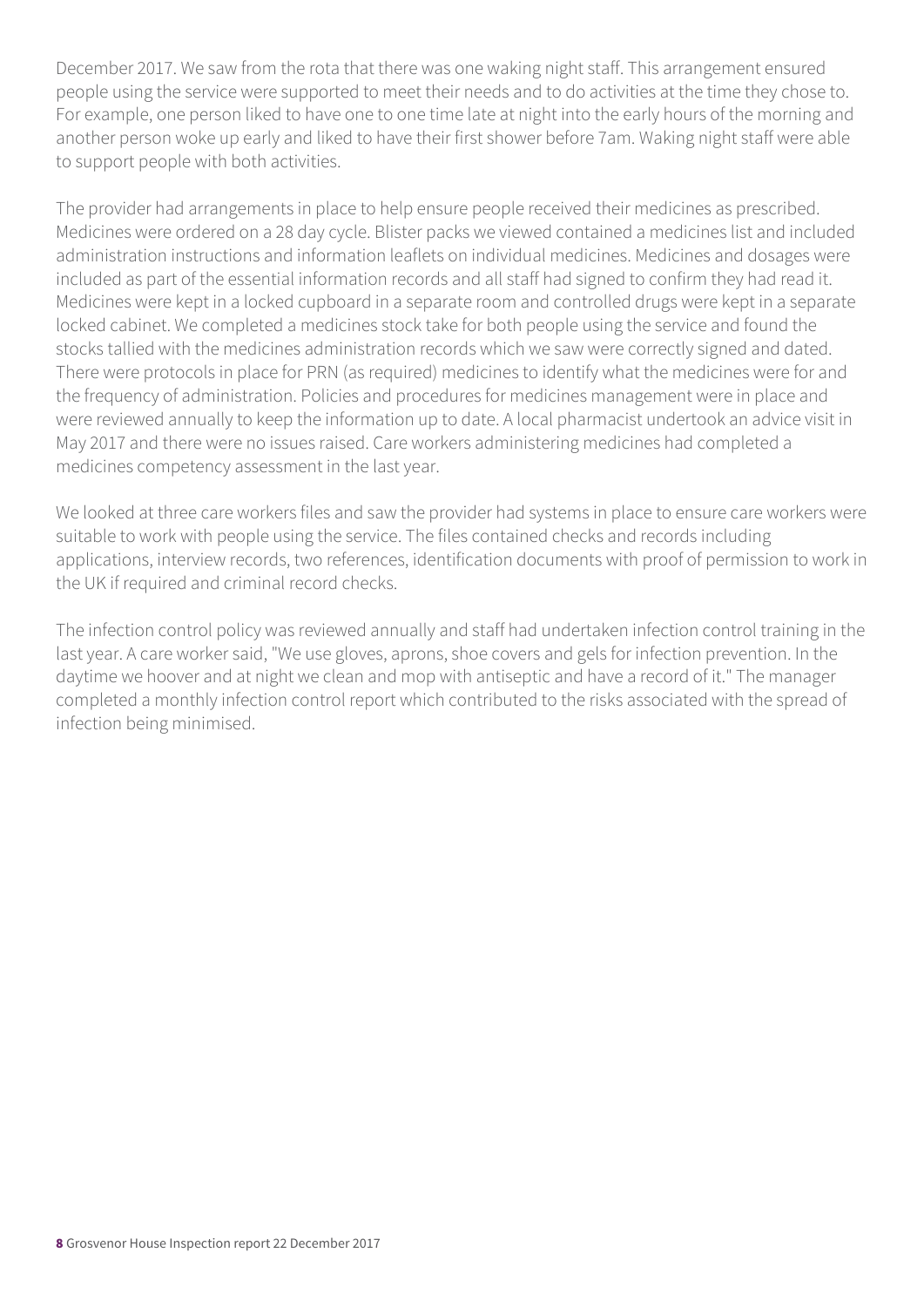December 2017. We saw from the rota that there was one waking night staff. This arrangement ensured people using the service were supported to meet their needs and to do activities at the time they chose to. For example, one person liked to have one to one time late at night into the early hours of the morning and another person woke up early and liked to have their first shower before 7am. Waking night staff were able to support people with both activities.

The provider had arrangements in place to help ensure people received their medicines as prescribed. Medicines were ordered on a 28 day cycle. Blister packs we viewed contained a medicines list and included administration instructions and information leaflets on individual medicines. Medicines and dosages were included as part of the essential information records and all staff had signed to confirm they had read it. Medicines were kept in a locked cupboard in a separate room and controlled drugs were kept in a separate locked cabinet. We completed a medicines stock take for both people using the service and found the stocks tallied with the medicines administration records which we saw were correctly signed and dated. There were protocols in place for PRN (as required) medicines to identify what the medicines were for and the frequency of administration. Policies and procedures for medicines management were in place and were reviewed annually to keep the information up to date. A local pharmacist undertook an advice visit in May 2017 and there were no issues raised. Care workers administering medicines had completed a medicines competency assessment in the last year.

We looked at three care workers files and saw the provider had systems in place to ensure care workers were suitable to work with people using the service. The files contained checks and records including applications, interview records, two references, identification documents with proof of permission to work in the UK if required and criminal record checks.

The infection control policy was reviewed annually and staff had undertaken infection control training in the last year. A care worker said, "We use gloves, aprons, shoe covers and gels for infection prevention. In the daytime we hoover and at night we clean and mop with antiseptic and have a record of it." The manager completed a monthly infection control report which contributed to the risks associated with the spread of infection being minimised.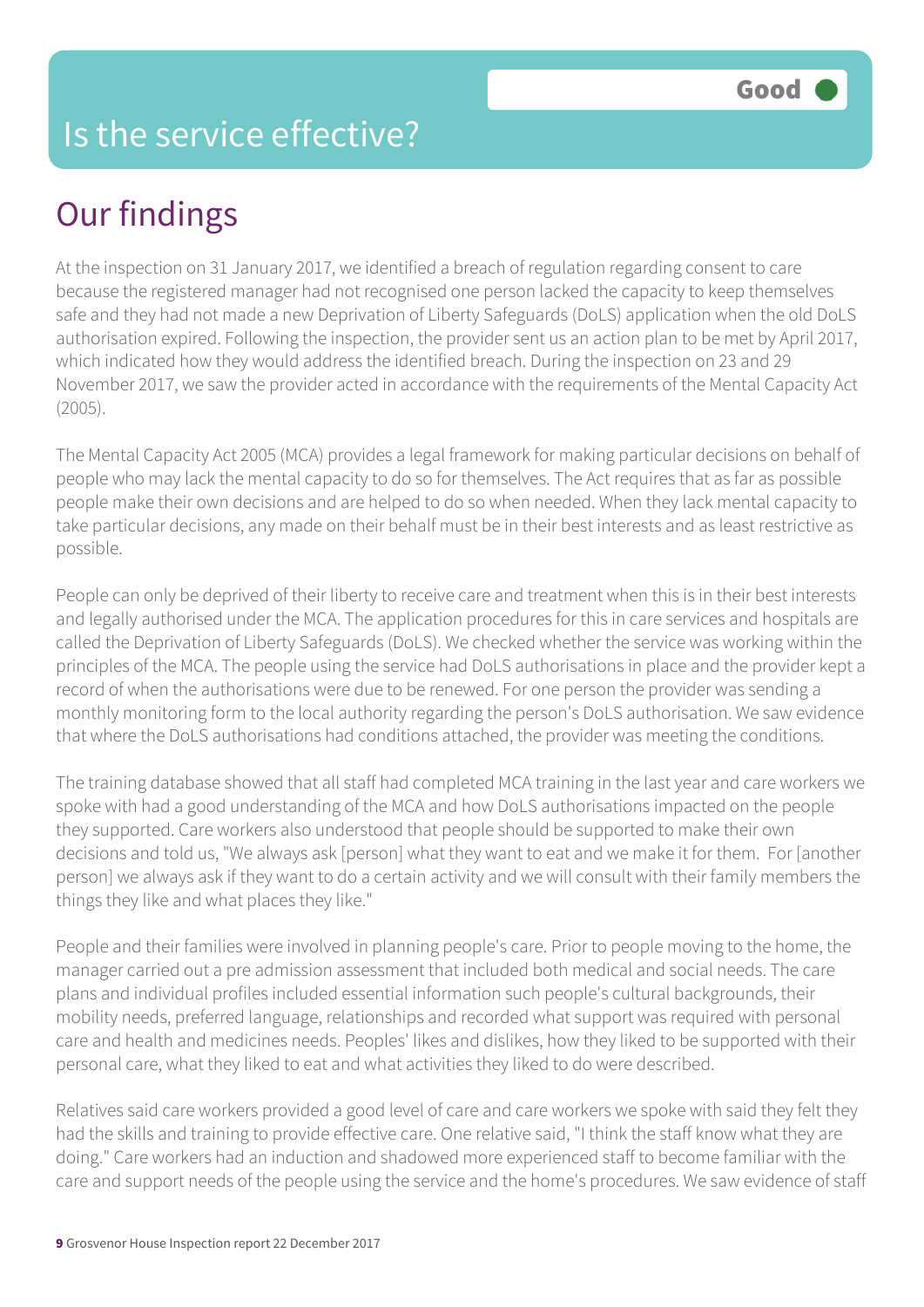# Is the service effective?

**Good**

## Our findings

At the inspection on 31 January 2017, we identified a breach of regulation regarding consent to care because the registered manager had not recognised one person lacked the capacity to keep themselves safe and they had not made a new Deprivation of Liberty Safeguards (DoLS) application when the old DoLS authorisation expired. Following the inspection, the provider sent us an action plan to be met by April 2017, which indicated how they would address the identified breach. During the inspection on 23 and 29 November 2017, we saw the provider acted in accordance with the requirements of the Mental Capacity Act (2005).

The Mental Capacity Act 2005 (MCA) provides a legal framework for making particular decisions on behalf of people who may lack the mental capacity to do so for themselves. The Act requires that as far as possible people make their own decisions and are helped to do so when needed. When they lack mental capacity to take particular decisions, any made on their behalf must be in their best interests and as least restrictive as possible.

People can only be deprived of their liberty to receive care and treatment when this is in their best interests and legally authorised under the MCA. The application procedures for this in care services and hospitals are called the Deprivation of Liberty Safeguards (DoLS). We checked whether the service was working within the principles of the MCA. The people using the service had DoLS authorisations in place and the provider kept a record of when the authorisations were due to be renewed. For one person the provider was sending a monthly monitoring form to the local authority regarding the person's DoLS authorisation. We saw evidence that where the DoLS authorisations had conditions attached, the provider was meeting the conditions.

The training database showed that all staff had completed MCA training in the last year and care workers we spoke with had a good understanding of the MCA and how DoLS authorisations impacted on the people they supported. Care workers also understood that people should be supported to make their own decisions and told us, "We always ask [person] what they want to eat and we make it for them. For [another person] we always ask if they want to do a certain activity and we will consult with their family members the things they like and what places they like."

People and their families were involved in planning people's care. Prior to people moving to the home, the manager carried out a pre admission assessment that included both medical and social needs. The care plans and individual profiles included essential information such people's cultural backgrounds, their mobility needs, preferred language, relationships and recorded what support was required with personal care and health and medicines needs. Peoples' likes and dislikes, how they liked to be supported with their personal care, what they liked to eat and what activities they liked to do were described.

Relatives said care workers provided a good level of care and care workers we spoke with said they felt they had the skills and training to provide effective care. One relative said, "I think the staff know what they are doing." Care workers had an induction and shadowed more experienced staff to become familiar with the care and support needs of the people using the service and the home's procedures. We saw evidence of staff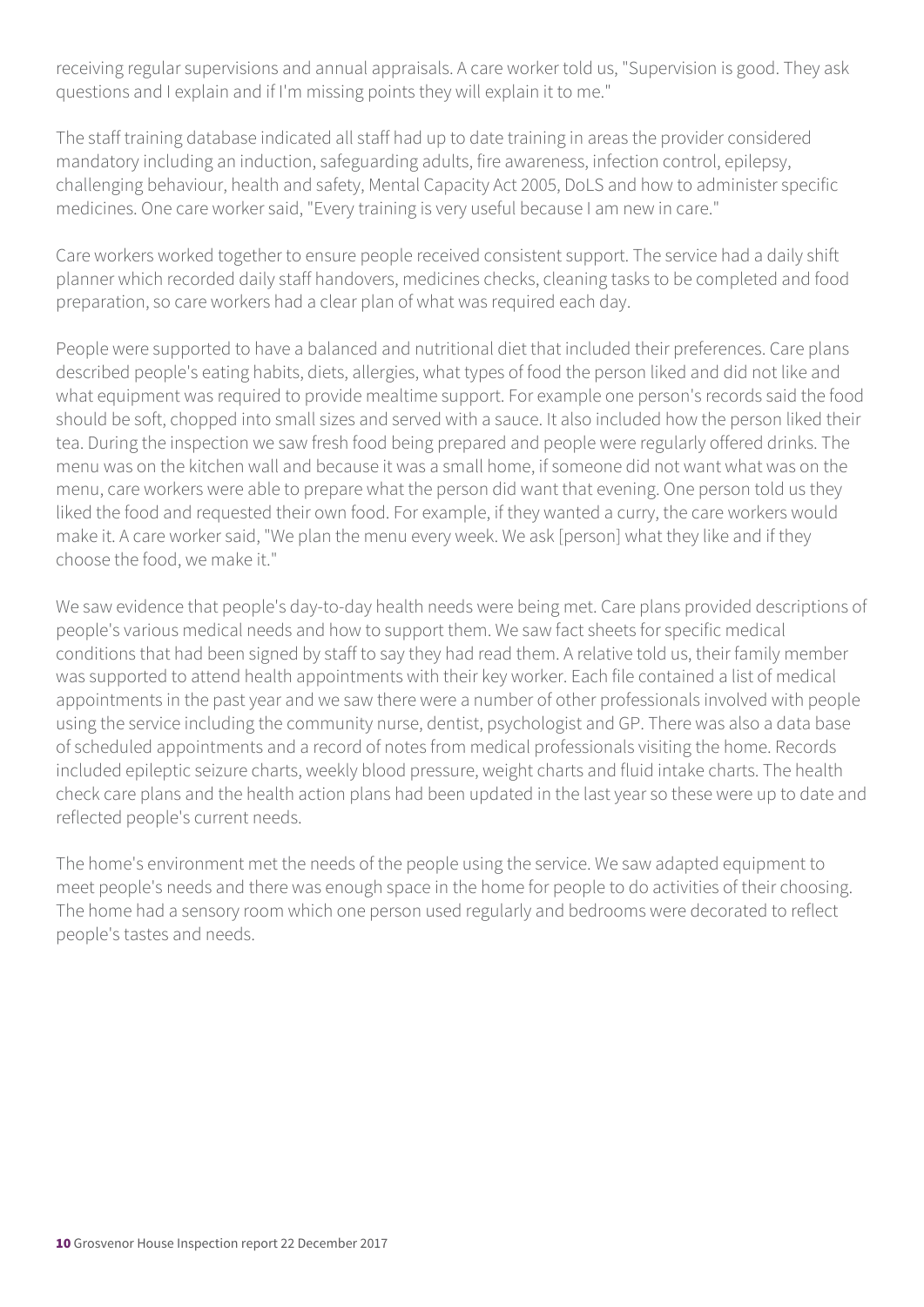receiving regular supervisions and annual appraisals. A care worker told us, "Supervision is good. They ask questions and I explain and if I'm missing points they will explain it to me."

The staff training database indicated all staff had up to date training in areas the provider considered mandatory including an induction, safeguarding adults, fire awareness, infection control, epilepsy, challenging behaviour, health and safety, Mental Capacity Act 2005, DoLS and how to administer specific medicines. One care worker said, "Every training is very useful because I am new in care."

Care workers worked together to ensure people received consistent support. The service had a daily shift planner which recorded daily staff handovers, medicines checks, cleaning tasks to be completed and food preparation, so care workers had a clear plan of what was required each day.

People were supported to have a balanced and nutritional diet that included their preferences. Care plans described people's eating habits, diets, allergies, what types of food the person liked and did not like and what equipment was required to provide mealtime support. For example one person's records said the food should be soft, chopped into small sizes and served with a sauce. It also included how the person liked their tea. During the inspection we saw fresh food being prepared and people were regularly offered drinks. The menu was on the kitchen wall and because it was a small home, if someone did not want what was on the menu, care workers were able to prepare what the person did want that evening. One person told us they liked the food and requested their own food. For example, if they wanted a curry, the care workers would make it. A care worker said, "We plan the menu every week. We ask [person] what they like and if they choose the food, we make it."

We saw evidence that people's day-to-day health needs were being met. Care plans provided descriptions of people's various medical needs and how to support them. We saw fact sheets for specific medical conditions that had been signed by staff to say they had read them. A relative told us, their family member was supported to attend health appointments with their key worker. Each file contained a list of medical appointments in the past year and we saw there were a number of other professionals involved with people using the service including the community nurse, dentist, psychologist and GP. There was also a data base of scheduled appointments and a record of notes from medical professionals visiting the home. Records included epileptic seizure charts, weekly blood pressure, weight charts and fluid intake charts. The health check care plans and the health action plans had been updated in the last year so these were up to date and reflected people's current needs.

The home's environment met the needs of the people using the service. We saw adapted equipment to meet people's needs and there was enough space in the home for people to do activities of their choosing. The home had a sensory room which one person used regularly and bedrooms were decorated to reflect people's tastes and needs.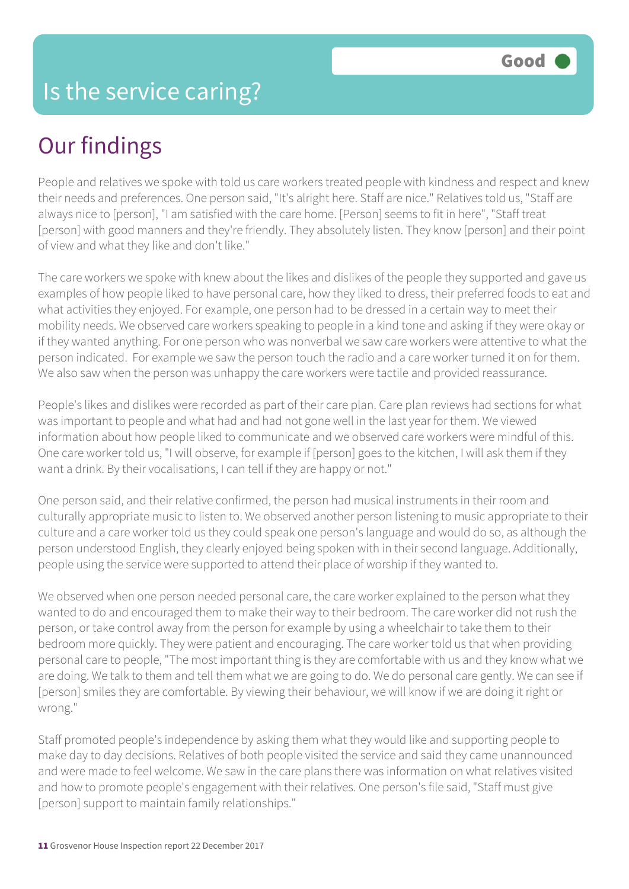# Is the service caring?

**Good**

## Our findings

People and relatives we spoke with told us care workers treated people with kindness and respect and knew their needs and preferences. One person said, "It's alright here. Staff are nice." Relatives told us, "Staff are always nice to [person], "I am satisfied with the care home. [Person] seems to fit in here", "Staff treat [person] with good manners and they're friendly. They absolutely listen. They know [person] and their point of view and what they like and don't like."

The care workers we spoke with knew about the likes and dislikes of the people they supported and gave us examples of how people liked to have personal care, how they liked to dress, their preferred foods to eat and what activities they enjoyed. For example, one person had to be dressed in a certain way to meet their mobility needs. We observed care workers speaking to people in a kind tone and asking if they were okay or if they wanted anything. For one person who was nonverbal we saw care workers were attentive to what the person indicated. For example we saw the person touch the radio and a care worker turned it on for them. We also saw when the person was unhappy the care workers were tactile and provided reassurance.

People's likes and dislikes were recorded as part of their care plan. Care plan reviews had sections for what was important to people and what had and had not gone well in the last year for them. We viewed information about how people liked to communicate and we observed care workers were mindful of this. One care worker told us, "I will observe, for example if [person] goes to the kitchen, I will ask them if they want a drink. By their vocalisations, I can tell if they are happy or not."

One person said, and their relative confirmed, the person had musical instruments in their room and culturally appropriate music to listen to. We observed another person listening to music appropriate to their culture and a care worker told us they could speak one person's language and would do so, as although the person understood English, they clearly enjoyed being spoken with in their second language. Additionally, people using the service were supported to attend their place of worship if they wanted to.

We observed when one person needed personal care, the care worker explained to the person what they wanted to do and encouraged them to make their way to their bedroom. The care worker did not rush the person, or take control away from the person for example by using a wheelchair to take them to their bedroom more quickly. They were patient and encouraging. The care worker told us that when providing personal care to people, "The most important thing is they are comfortable with us and they know what we are doing. We talk to them and tell them what we are going to do. We do personal care gently. We can see if [person] smiles they are comfortable. By viewing their behaviour, we will know if we are doing it right or wrong."

Staff promoted people's independence by asking them what they would like and supporting people to make day to day decisions. Relatives of both people visited the service and said they came unannounced and were made to feel welcome. We saw in the care plans there was information on what relatives visited and how to promote people's engagement with their relatives. One person's file said, "Staff must give [person] support to maintain family relationships."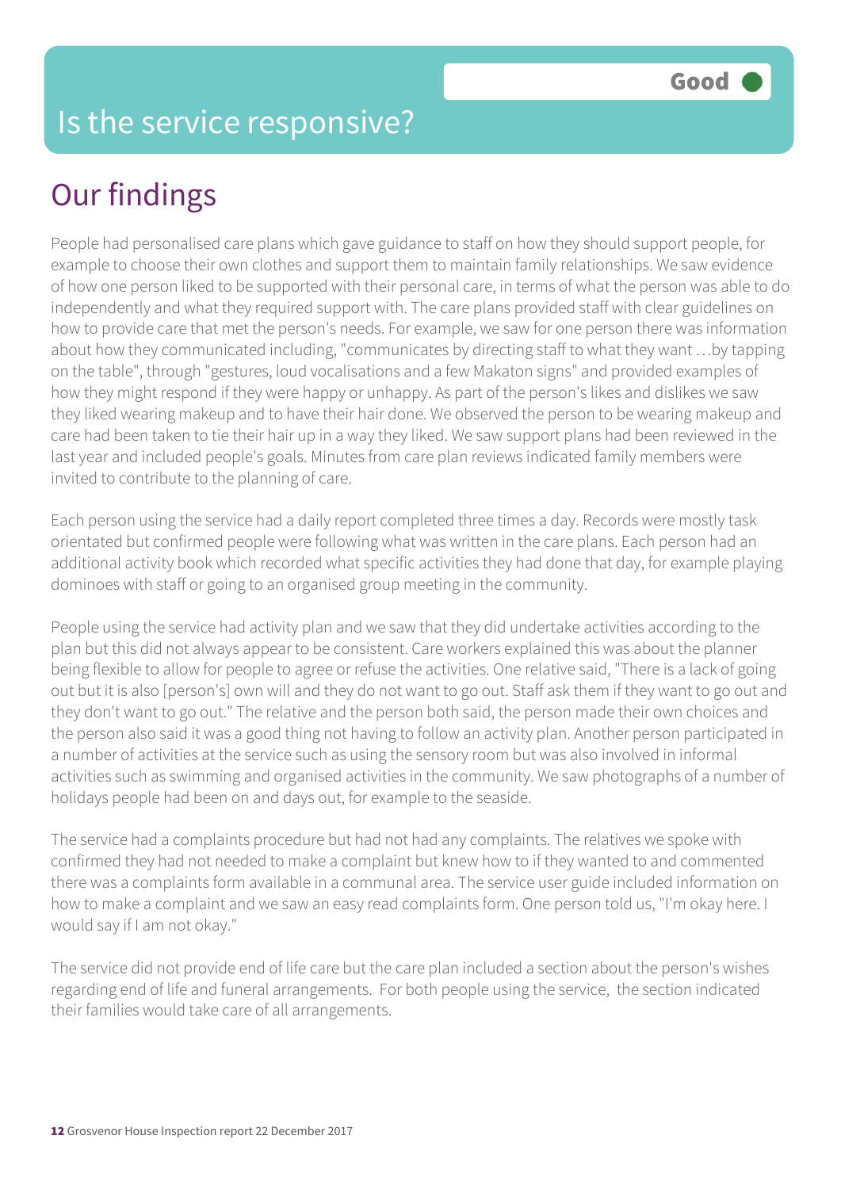# Is the service responsive?

**Good**

## Our findings

People had personalised care plans which gave guidance to staff on how they should support people, for example to choose their own clothes and support them to maintain family relationships. We saw evidence of how one person liked to be supported with their personal care, in terms of what the person was able to do independently and what they required support with. The care plans provided staff with clear guidelines on how to provide care that met the person's needs. For example, we saw for one person there was information about how they communicated including, "communicates by directing staff to what they want …by tapping on the table", through "gestures, loud vocalisations and a few Makaton signs" and provided examples of how they might respond if they were happy or unhappy. As part of the person's likes and dislikes we saw they liked wearing makeup and to have their hair done. We observed the person to be wearing makeup and care had been taken to tie their hair up in a way they liked. We saw support plans had been reviewed in the last year and included people's goals. Minutes from care plan reviews indicated family members were invited to contribute to the planning of care.

Each person using the service had a daily report completed three times a day. Records were mostly task orientated but confirmed people were following what was written in the care plans. Each person had an additional activity book which recorded what specific activities they had done that day, for example playing dominoes with staff or going to an organised group meeting in the community.

People using the service had activity plan and we saw that they did undertake activities according to the plan but this did not always appear to be consistent. Care workers explained this was about the planner being flexible to allow for people to agree or refuse the activities. One relative said, "There is a lack of going out but it is also [person's] own will and they do not want to go out. Staff ask them if they want to go out and they don't want to go out." The relative and the person both said, the person made their own choices and the person also said it was a good thing not having to follow an activity plan. Another person participated in a number of activities at the service such as using the sensory room but was also involved in informal activities such as swimming and organised activities in the community. We saw photographs of a number of holidays people had been on and days out, for example to the seaside.

The service had a complaints procedure but had not had any complaints. The relatives we spoke with confirmed they had not needed to make a complaint but knew how to if they wanted to and commented there was a complaints form available in a communal area. The service user guide included information on how to make a complaint and we saw an easy read complaints form. One person told us, "I'm okay here. I would say if I am not okay."

The service did not provide end of life care but the care plan included a section about the person's wishes regarding end of life and funeral arrangements. For both people using the service, the section indicated their families would take care of all arrangements.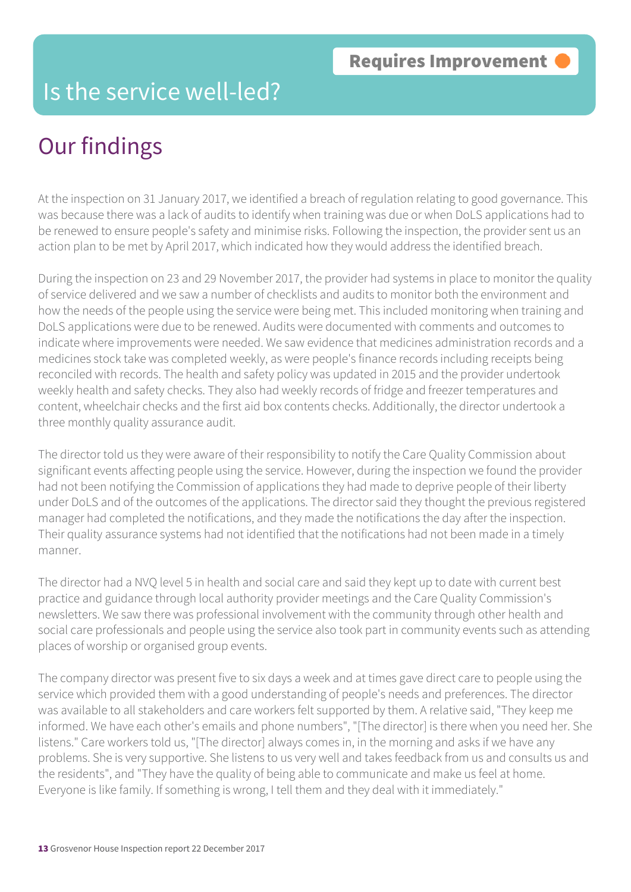Requires Improvement

# Is the service well-led?

## Our findings

At the inspection on 31 January 2017, we identified a breach of regulation relating to good governance. This was because there was a lack of audits to identify when training was due or when DoLS applications had to be renewed to ensure people's safety and minimise risks. Following the inspection, the provider sent us an action plan to be met by April 2017, which indicated how they would address the identified breach.

During the inspection on 23 and 29 November 2017, the provider had systems in place to monitor the quality of service delivered and we saw a number of checklists and audits to monitor both the environment and how the needs of the people using the service were being met. This included monitoring when training and DoLS applications were due to be renewed. Audits were documented with comments and outcomes to indicate where improvements were needed. We saw evidence that medicines administration records and a medicines stock take was completed weekly, as were people's finance records including receipts being reconciled with records. The health and safety policy was updated in 2015 and the provider undertook weekly health and safety checks. They also had weekly records of fridge and freezer temperatures and content, wheelchair checks and the first aid box contents checks. Additionally, the director undertook a three monthly quality assurance audit.

The director told us they were aware of their responsibility to notify the Care Quality Commission about significant events affecting people using the service. However, during the inspection we found the provider had not been notifying the Commission of applications they had made to deprive people of their liberty under DoLS and of the outcomes of the applications. The director said they thought the previous registered manager had completed the notifications, and they made the notifications the day after the inspection. Their quality assurance systems had not identified that the notifications had not been made in a timely manner.

The director had a NVQ level 5 in health and social care and said they kept up to date with current best practice and guidance through local authority provider meetings and the Care Quality Commission's newsletters. We saw there was professional involvement with the community through other health and social care professionals and people using the service also took part in community events such as attending places of worship or organised group events.

The company director was present five to six days a week and at times gave direct care to people using the service which provided them with a good understanding of people's needs and preferences. The director was available to all stakeholders and care workers felt supported by them. A relative said, "They keep me informed. We have each other's emails and phone numbers", "[The director] is there when you need her. She listens." Care workers told us, "[The director] always comes in, in the morning and asks if we have any problems. She is very supportive. She listens to us very well and takes feedback from us and consults us and the residents", and "They have the quality of being able to communicate and make us feel at home. Everyone is like family. If something is wrong, I tell them and they deal with it immediately."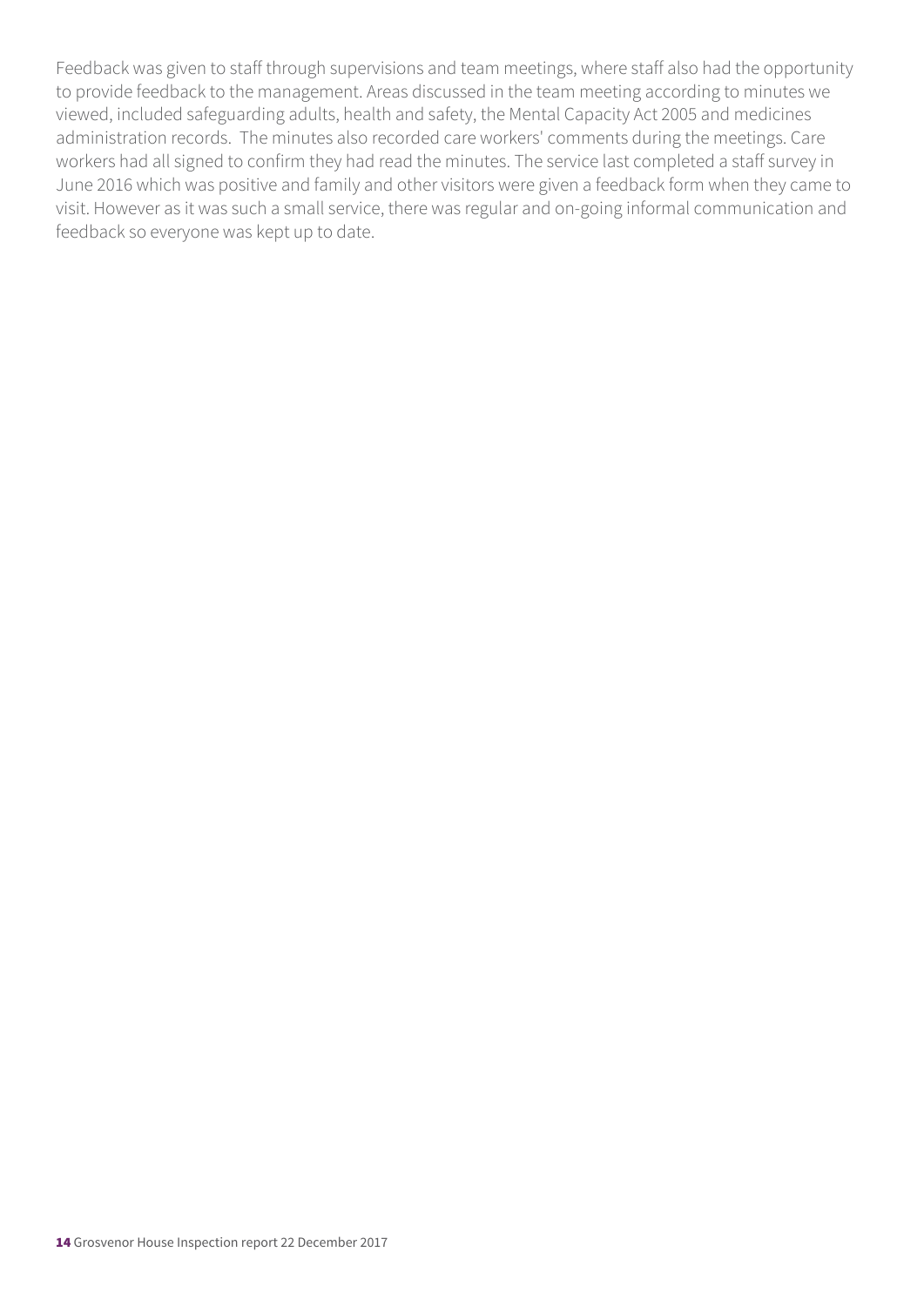Feedback was given to staff through supervisions and team meetings, where staff also had the opportunity to provide feedback to the management. Areas discussed in the team meeting according to minutes we viewed, included safeguarding adults, health and safety, the Mental Capacity Act 2005 and medicines administration records. The minutes also recorded care workers' comments during the meetings. Care workers had all signed to confirm they had read the minutes. The service last completed a staff survey in June 2016 which was positive and family and other visitors were given a feedback form when they came to visit. However as it was such a small service, there was regular and on-going informal communication and feedback so everyone was kept up to date.